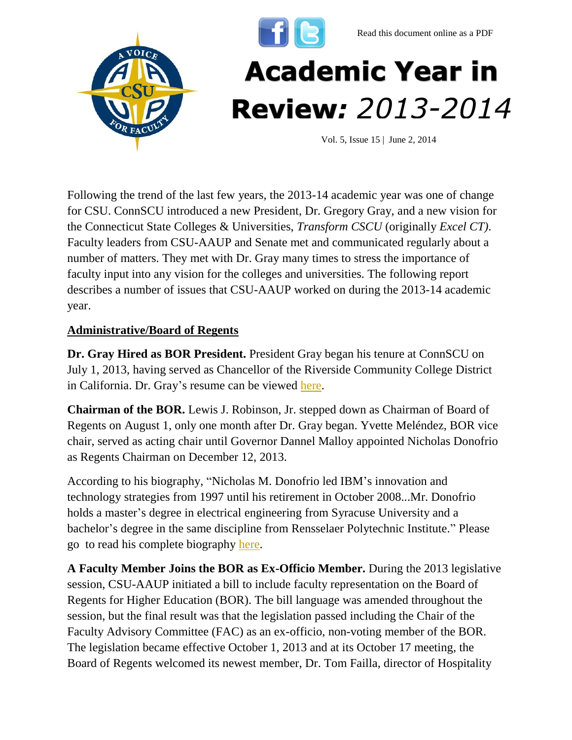Read this document online as a PDF

# Academic Year in Review: *2013-2014*

Vol. 5, Issue 15 | June 2, 2014

Following the trend of the last few years, the 2013-14 academic year was one of change for CSU. ConnSCU introduced a new President, Dr. Gregory Gray, and a new vision for the Connecticut State Colleges & Universities, *Transform CSCU* (originally *Excel CT)*. Faculty leaders from CSU-AAUP and Senate met and communicated regularly about a number of matters. They met with Dr. Gray many times to stress the importance of faculty input into any vision for the colleges and universities. The following report describes a number of issues that CSU-AAUP worked on during the 2013-14 academic year.

## Administrative/Board of Regents

**Dr. Gray Hired as BOR President.** President Gray began his tenure at ConnSCU on July 1, 2013, having served as Chancellor of the Riverside Community College District in California. Dr. Gray's resume can be viewed here.

**Chairman of the BOR.** Lewis J. Robinson, Jr. stepped down as Chairman of Board of Regents on August 1, only one month after Dr. Gray began. Yvette Meléndez, BOR vice chair, served as acting chair until Governor Dannel Malloy appointed Nicholas Donofrio as Regents Chairman on December 12, 2013.

According to his biography, "Nicholas M. Donofrio led IBM's innovation and technology strategies from 1997 until his retirement in October 2008...Mr. Donofrio holds a master's degree in electrical engineering from Syracuse University and a bachelor's degree in the same discipline from Rensselaer Polytechnic Institute." Please go to read his complete biography here.

**A Faculty Member Joins the BOR as Ex-Officio Member.** During the 2013 legislative session, CSU-AAUP initiated a bill to include faculty representation on the Board of Regents for Higher Education (BOR). The bill language was amended throughout the session, but the final result was that the legislation passed including the Chair of the Faculty Advisory Committee (FAC) as an ex-officio, non-voting member of the BOR. The legislation became effective October 1, 2013 and at its October 17 meeting, the Board of Regents welcomed its newest member, Dr. Tom Failla, director of Hospitality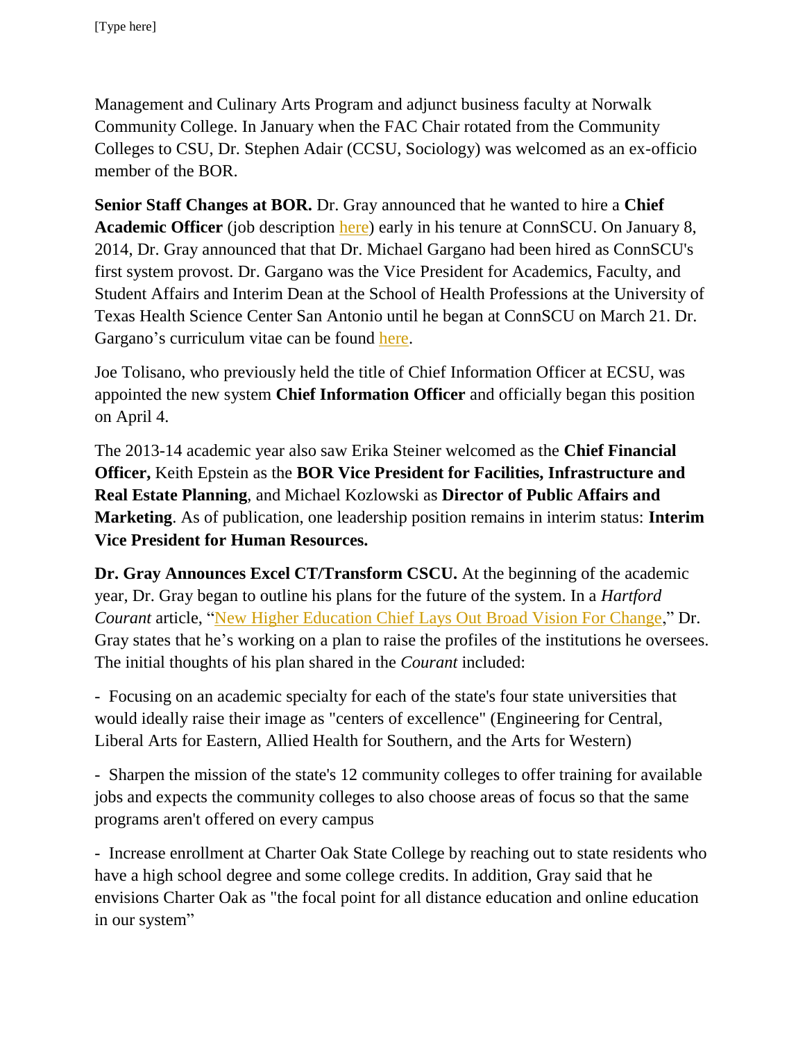Management and Culinary Arts Program and adjunct business faculty at Norwalk Community College. In January when the FAC Chair rotated from the Community Colleges to CSU, Dr. Stephen Adair (CCSU, Sociology) was welcomed as an ex-officio member of the BOR.

**Senior Staff Changes at BOR.** Dr. Gray announced that he wanted to hire a **Chief Academic Officer** (job description here) early in his tenure at ConnSCU. On January 8, 2014, Dr. Gray announced that that Dr. Michael Gargano had been hired as ConnSCU's first system provost. Dr. Gargano was the Vice President for Academics, Faculty, and Student Affairs and Interim Dean at the School of Health Professions at the University of Texas Health Science Center San Antonio until he began at ConnSCU on March 21. Dr. Gargano's curriculum vitae can be found here.

Joe Tolisano, who previously held the title of Chief Information Officer at ECSU, was appointed the new system **Chief Information Officer** and officially began this position on April 4.

The 2013-14 academic year also saw Erika Steiner welcomed as the **Chief Financial Officer,** Keith Epstein as the **BOR Vice President for Facilities, Infrastructure and Real Estate Planning**, and Michael Kozlowski as **Director of Public Affairs and Marketing**. As of publication, one leadership position remains in interim status: **Interim Vice President for Human Resources.**

**Dr. Gray Announces Excel CT/Transform CSCU.** At the beginning of the academic year, Dr. Gray began to outline his plans for the future of the system. In a *Hartford Courant* article, "New Higher Education Chief Lays Out Broad Vision For Change," Dr. Gray states that he's working on a plan to raise the profiles of the institutions he oversees. The initial thoughts of his plan shared in the *Courant* included:

- Focusing on an academic specialty for each of the state's four state universities that would ideally raise their image as "centers of excellence" (Engineering for Central, Liberal Arts for Eastern, Allied Health for Southern, and the Arts for Western)

- Sharpen the mission of the state's 12 community colleges to offer training for available jobs and expects the community colleges to also choose areas of focus so that the same programs aren't offered on every campus

- Increase enrollment at Charter Oak State College by reaching out to state residents who have a high school degree and some college credits. In addition, Gray said that he envisions Charter Oak as "the focal point for all distance education and online education in our system"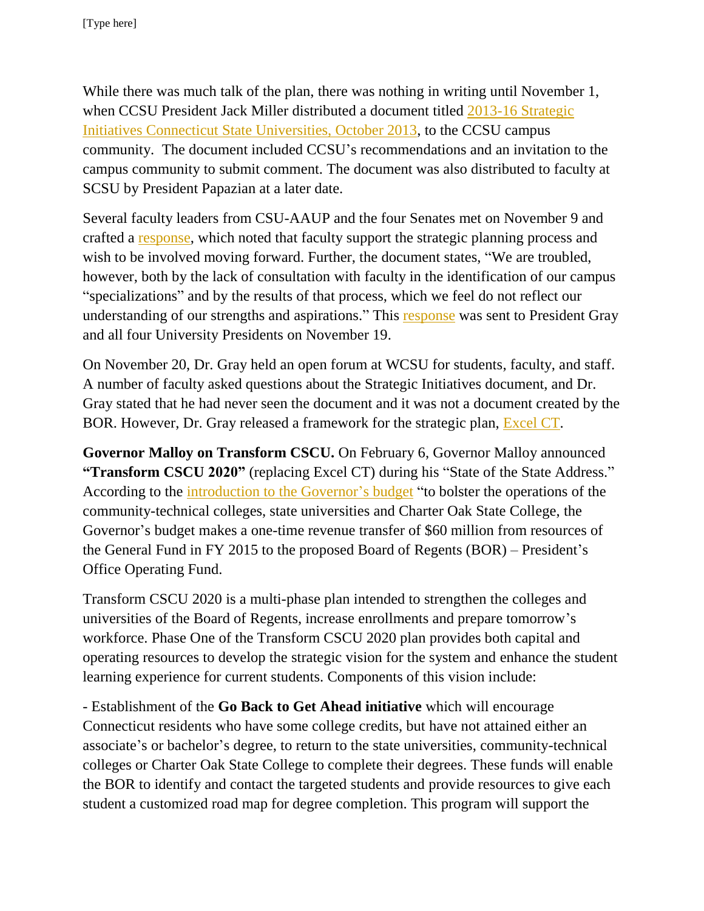While there was much talk of the plan, there was nothing in writing until November 1, when CCSU President Jack Miller distributed a document titled 2013-16 Strategic Initiatives Connecticut State Universities, October 2013, to the CCSU campus community. The document included CCSU's recommendations and an invitation to the campus community to submit comment. The document was also distributed to faculty at SCSU by President Papazian at a later date.

Several faculty leaders from CSU-AAUP and the four Senates met on November 9 and crafted a response, which noted that faculty support the strategic planning process and wish to be involved moving forward. Further, the document states, "We are troubled, however, both by the lack of consultation with faculty in the identification of our campus "specializations" and by the results of that process, which we feel do not reflect our understanding of our strengths and aspirations." This response was sent to President Gray and all four University Presidents on November 19.

On November 20, Dr. Gray held an open forum at WCSU for students, faculty, and staff. A number of faculty asked questions about the Strategic Initiatives document, and Dr. Gray stated that he had never seen the document and it was not a document created by the BOR. However, Dr. Gray released a framework for the strategic plan, Excel CT.

**Governor Malloy on Transform CSCU.** On February 6, Governor Malloy announced **"Transform CSCU 2020"** (replacing Excel CT) during his "State of the State Address." According to the introduction to the Governor's budget "to bolster the operations of the community-technical colleges, state universities and Charter Oak State College, the Governor's budget makes a one-time revenue transfer of $60 million from resources of the General Fund in FY 2015 to the proposed Board of Regents (BOR) – President's Office Operating Fund.

Transform CSCU 2020 is a multi-phase plan intended to strengthen the colleges and universities of the Board of Regents, increase enrollments and prepare tomorrow's workforce. Phase One of the Transform CSCU 2020 plan provides both capital and operating resources to develop the strategic vision for the system and enhance the student learning experience for current students. Components of this vision include:

- Establishment of the **Go Back to Get Ahead initiative** which will encourage Connecticut residents who have some college credits, but have not attained either an associate's or bachelor's degree, to return to the state universities, community-technical colleges or Charter Oak State College to complete their degrees. These funds will enable the BOR to identify and contact the targeted students and provide resources to give each student a customized road map for degree completion. This program will support the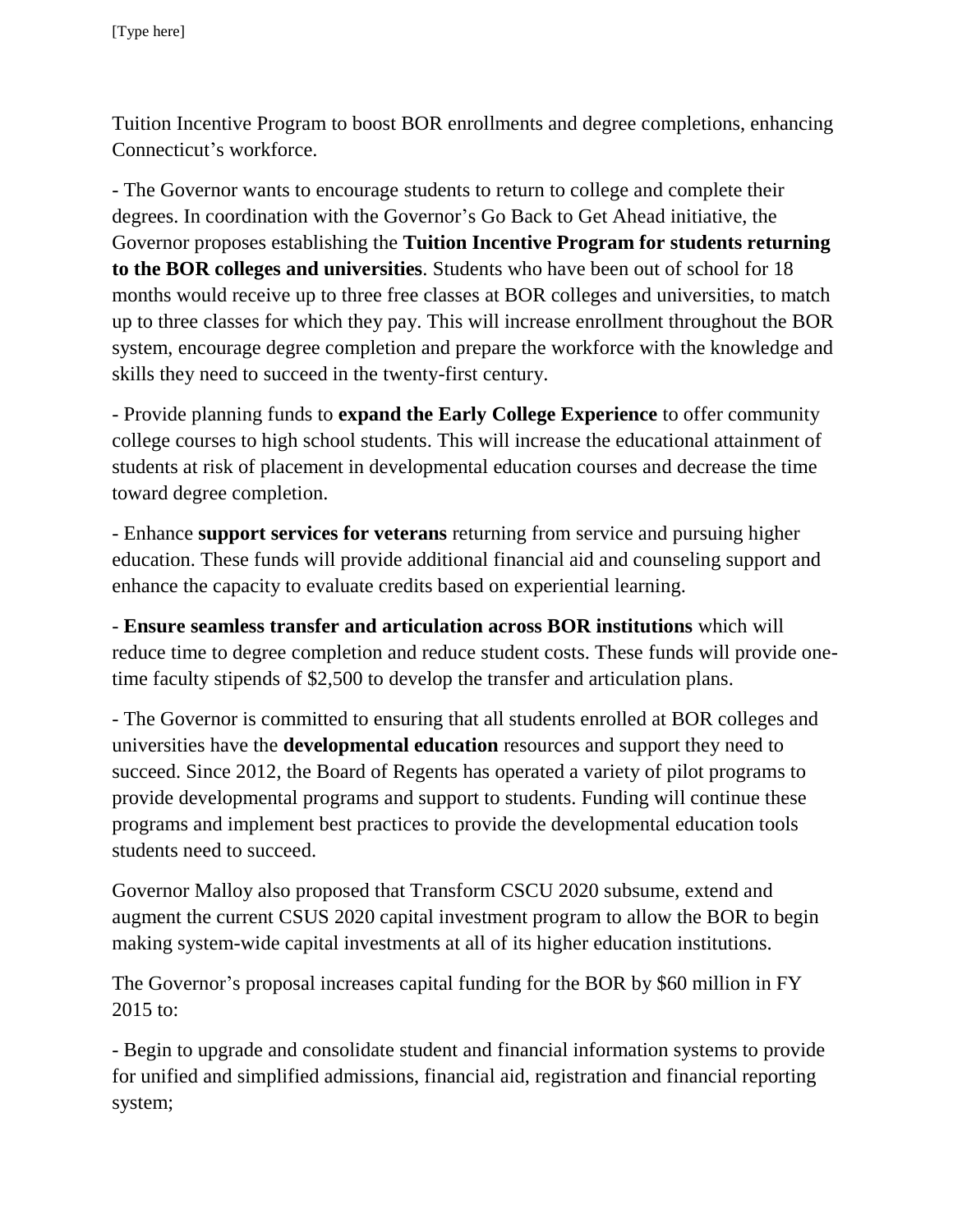Tuition Incentive Program to boost BOR enrollments and degree completions, enhancing Connecticut's workforce.

- The Governor wants to encourage students to return to college and complete their degrees. In coordination with the Governor's Go Back to Get Ahead initiative, the Governor proposes establishing the **Tuition Incentive Program for students returning to the BOR colleges and universities**. Students who have been out of school for 18 months would receive up to three free classes at BOR colleges and universities, to match up to three classes for which they pay. This will increase enrollment throughout the BOR system, encourage degree completion and prepare the workforce with the knowledge and skills they need to succeed in the twenty-first century.

- Provide planning funds to **expand the Early College Experience** to offer community college courses to high school students. This will increase the educational attainment of students at risk of placement in developmental education courses and decrease the time toward degree completion.

- Enhance **support services for veterans** returning from service and pursuing higher education. These funds will provide additional financial aid and counseling support and enhance the capacity to evaluate credits based on experiential learning.

- **Ensure seamless transfer and articulation across BOR institutions** which will reduce time to degree completion and reduce student costs. These funds will provide one-time faculty stipends of $2,500 to develop the transfer and articulation plans.

- The Governor is committed to ensuring that all students enrolled at BOR colleges and universities have the **developmental education** resources and support they need to succeed. Since 2012, the Board of Regents has operated a variety of pilot programs to provide developmental programs and support to students. Funding will continue these programs and implement best practices to provide the developmental education tools students need to succeed.

Governor Malloy also proposed that Transform CSCU 2020 subsume, extend and augment the current CSUS 2020 capital investment program to allow the BOR to begin making system-wide capital investments at all of its higher education institutions.

The Governor's proposal increases capital funding for the BOR by $60 million in FY 2015 to:

- Begin to upgrade and consolidate student and financial information systems to provide for unified and simplified admissions, financial aid, registration and financial reporting system;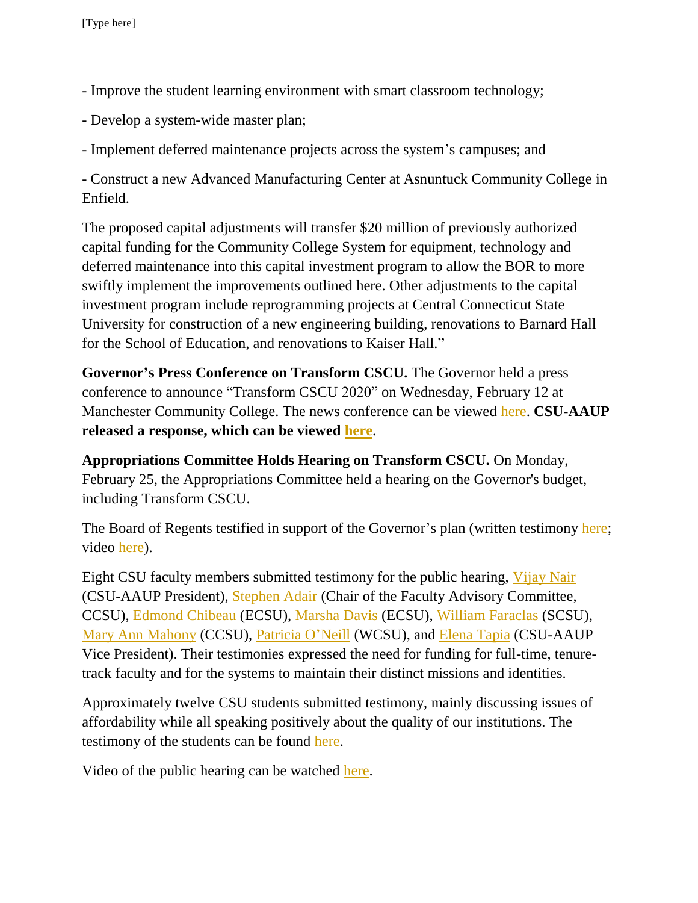- Improve the student learning environment with smart classroom technology;

- Develop a system-wide master plan;

- Implement deferred maintenance projects across the system's campuses; and

- Construct a new Advanced Manufacturing Center at Asnuntuck Community College in Enfield.

The proposed capital adjustments will transfer $20 million of previously authorized capital funding for the Community College System for equipment, technology and deferred maintenance into this capital investment program to allow the BOR to more swiftly implement the improvements outlined here. Other adjustments to the capital investment program include reprogramming projects at Central Connecticut State University for construction of a new engineering building, renovations to Barnard Hall for the School of Education, and renovations to Kaiser Hall."

**Governor's Press Conference on Transform CSCU.** The Governor held a press conference to announce "Transform CSCU 2020" on Wednesday, February 12 at Manchester Community College. The news conference can be viewed here. **CSU-AAUP released a response, which can be viewed here.**

**Appropriations Committee Holds Hearing on Transform CSCU.** On Monday, February 25, the Appropriations Committee held a hearing on the Governor's budget, including Transform CSCU.

The Board of Regents testified in support of the Governor's plan (written testimony here; video here).

Eight CSU faculty members submitted testimony for the public hearing, Vijay Nair (CSU-AAUP President), Stephen Adair (Chair of the Faculty Advisory Committee, CCSU), Edmond Chibeau (ECSU), Marsha Davis (ECSU), William Faraclas (SCSU), Mary Ann Mahony (CCSU), Patricia O'Neill (WCSU), and Elena Tapia (CSU-AAUP Vice President). Their testimonies expressed the need for funding for full-time, tenure-track faculty and for the systems to maintain their distinct missions and identities.

Approximately twelve CSU students submitted testimony, mainly discussing issues of affordability while all speaking positively about the quality of our institutions. The testimony of the students can be found here.

Video of the public hearing can be watched here.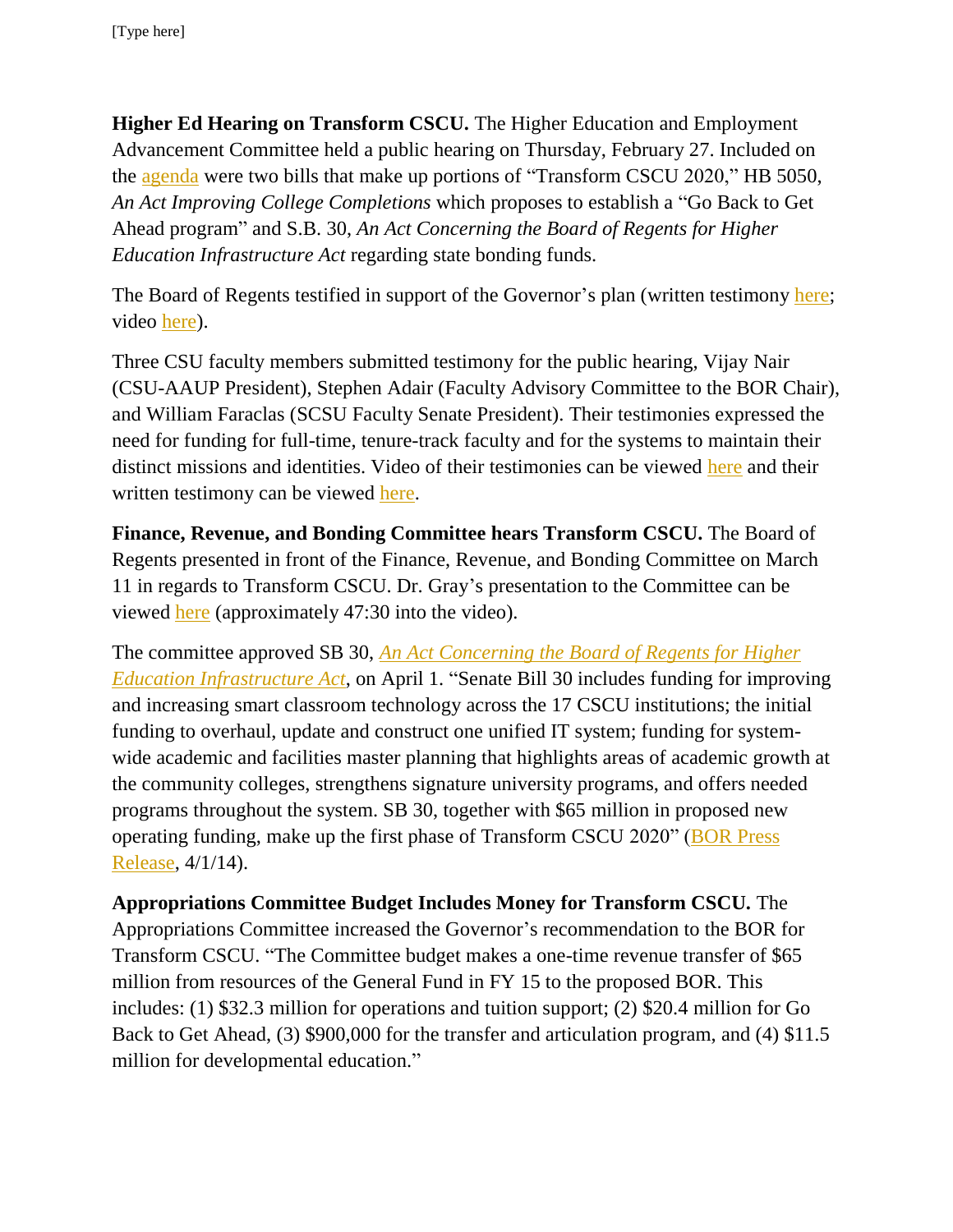**Higher Ed Hearing on Transform CSCU.** The Higher Education and Employment Advancement Committee held a public hearing on Thursday, February 27. Included on the agenda were two bills that make up portions of "Transform CSCU 2020," HB 5050, *An Act Improving College Completions* which proposes to establish a "Go Back to Get Ahead program" and S.B. 30, *An Act Concerning the Board of Regents for Higher Education Infrastructure Act* regarding state bonding funds.

The Board of Regents testified in support of the Governor's plan (written testimony here; video here).

Three CSU faculty members submitted testimony for the public hearing, Vijay Nair (CSU-AAUP President), Stephen Adair (Faculty Advisory Committee to the BOR Chair), and William Faraclas (SCSU Faculty Senate President). Their testimonies expressed the need for funding for full-time, tenure-track faculty and for the systems to maintain their distinct missions and identities. Video of their testimonies can be viewed here and their written testimony can be viewed here.

**Finance, Revenue, and Bonding Committee hears Transform CSCU.** The Board of Regents presented in front of the Finance, Revenue, and Bonding Committee on March 11 in regards to Transform CSCU. Dr. Gray's presentation to the Committee can be viewed here (approximately 47:30 into the video).

The committee approved SB 30, *An Act Concerning the Board of Regents for Higher Education Infrastructure Act*, on April 1. "Senate Bill 30 includes funding for improving and increasing smart classroom technology across the 17 CSCU institutions; the initial funding to overhaul, update and construct one unified IT system; funding for system-wide academic and facilities master planning that highlights areas of academic growth at the community colleges, strengthens signature university programs, and offers needed programs throughout the system. SB 30, together with $65 million in proposed new operating funding, make up the first phase of Transform CSCU 2020" (BOR Press Release, 4/1/14).

**Appropriations Committee Budget Includes Money for Transform CSCU.** The Appropriations Committee increased the Governor's recommendation to the BOR for Transform CSCU. "The Committee budget makes a one-time revenue transfer of $65 million from resources of the General Fund in FY 15 to the proposed BOR. This includes: (1) $32.3 million for operations and tuition support; (2) $20.4 million for Go Back to Get Ahead, (3) $900,000 for the transfer and articulation program, and (4) $11.5 million for developmental education."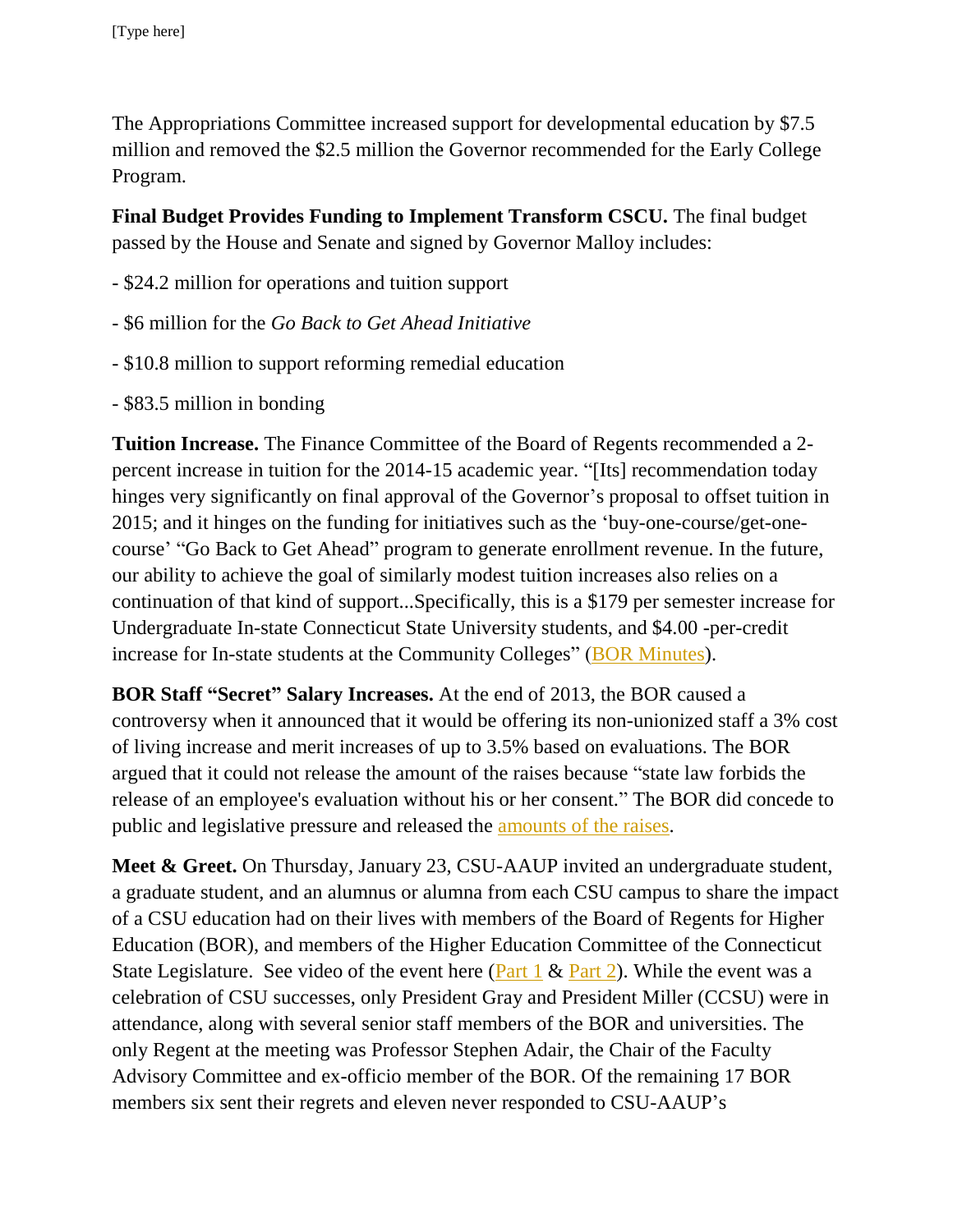The Appropriations Committee increased support for developmental education by $7.5 million and removed the $2.5 million the Governor recommended for the Early College Program.

**Final Budget Provides Funding to Implement Transform CSCU.** The final budget passed by the House and Senate and signed by Governor Malloy includes:

- $24.2 million for operations and tuition support

- $6 million for the *Go Back to Get Ahead Initiative*

- $10.8 million to support reforming remedial education

- $83.5 million in bonding

**Tuition Increase.** The Finance Committee of the Board of Regents recommended a 2-percent increase in tuition for the 2014-15 academic year. "[Its] recommendation today hinges very significantly on final approval of the Governor's proposal to offset tuition in 2015; and it hinges on the funding for initiatives such as the 'buy-one-course/get-one-course' "Go Back to Get Ahead" program to generate enrollment revenue. In the future, our ability to achieve the goal of similarly modest tuition increases also relies on a continuation of that kind of support...Specifically, this is a $179 per semester increase for Undergraduate In-state Connecticut State University students, and $4.00 -per-credit increase for In-state students at the Community Colleges" (BOR Minutes).

**BOR Staff "Secret" Salary Increases.** At the end of 2013, the BOR caused a controversy when it announced that it would be offering its non-unionized staff a 3% cost of living increase and merit increases of up to 3.5% based on evaluations. The BOR argued that it could not release the amount of the raises because "state law forbids the release of an employee's evaluation without his or her consent." The BOR did concede to public and legislative pressure and released the amounts of the raises.

**Meet & Greet.** On Thursday, January 23, CSU-AAUP invited an undergraduate student, a graduate student, and an alumnus or alumna from each CSU campus to share the impact of a CSU education had on their lives with members of the Board of Regents for Higher Education (BOR), and members of the Higher Education Committee of the Connecticut State Legislature. See video of the event here (Part 1 & Part 2). While the event was a celebration of CSU successes, only President Gray and President Miller (CCSU) were in attendance, along with several senior staff members of the BOR and universities. The only Regent at the meeting was Professor Stephen Adair, the Chair of the Faculty Advisory Committee and ex-officio member of the BOR. Of the remaining 17 BOR members six sent their regrets and eleven never responded to CSU-AAUP's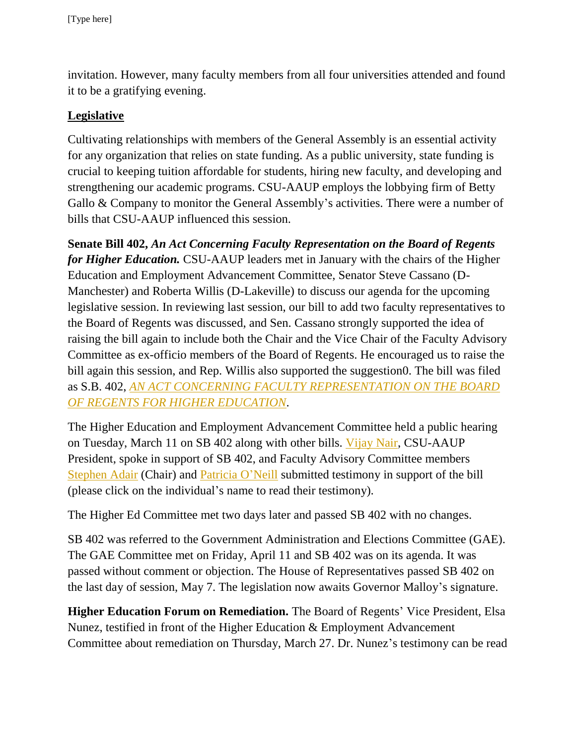invitation. However, many faculty members from all four universities attended and found it to be a gratifying evening.

## Legislative

Cultivating relationships with members of the General Assembly is an essential activity for any organization that relies on state funding. As a public university, state funding is crucial to keeping tuition affordable for students, hiring new faculty, and developing and strengthening our academic programs. CSU-AAUP employs the lobbying firm of Betty Gallo & Company to monitor the General Assembly's activities. There were a number of bills that CSU-AAUP influenced this session.

**Senate Bill 402, *An Act Concerning Faculty Representation on the Board of Regents for Higher Education.*** CSU-AAUP leaders met in January with the chairs of the Higher Education and Employment Advancement Committee, Senator Steve Cassano (D-Manchester) and Roberta Willis (D-Lakeville) to discuss our agenda for the upcoming legislative session. In reviewing last session, our bill to add two faculty representatives to the Board of Regents was discussed, and Sen. Cassano strongly supported the idea of raising the bill again to include both the Chair and the Vice Chair of the Faculty Advisory Committee as ex-officio members of the Board of Regents. He encouraged us to raise the bill again this session, and Rep. Willis also supported the suggestion0. The bill was filed as S.B. 402, *AN ACT CONCERNING FACULTY REPRESENTATION ON THE BOARD OF REGENTS FOR HIGHER EDUCATION*.

The Higher Education and Employment Advancement Committee held a public hearing on Tuesday, March 11 on SB 402 along with other bills. Vijay Nair, CSU-AAUP President, spoke in support of SB 402, and Faculty Advisory Committee members Stephen Adair (Chair) and Patricia O'Neill submitted testimony in support of the bill (please click on the individual's name to read their testimony).

The Higher Ed Committee met two days later and passed SB 402 with no changes.

SB 402 was referred to the Government Administration and Elections Committee (GAE). The GAE Committee met on Friday, April 11 and SB 402 was on its agenda. It was passed without comment or objection. The House of Representatives passed SB 402 on the last day of session, May 7. The legislation now awaits Governor Malloy's signature.

**Higher Education Forum on Remediation.** The Board of Regents' Vice President, Elsa Nunez, testified in front of the Higher Education & Employment Advancement Committee about remediation on Thursday, March 27. Dr. Nunez's testimony can be read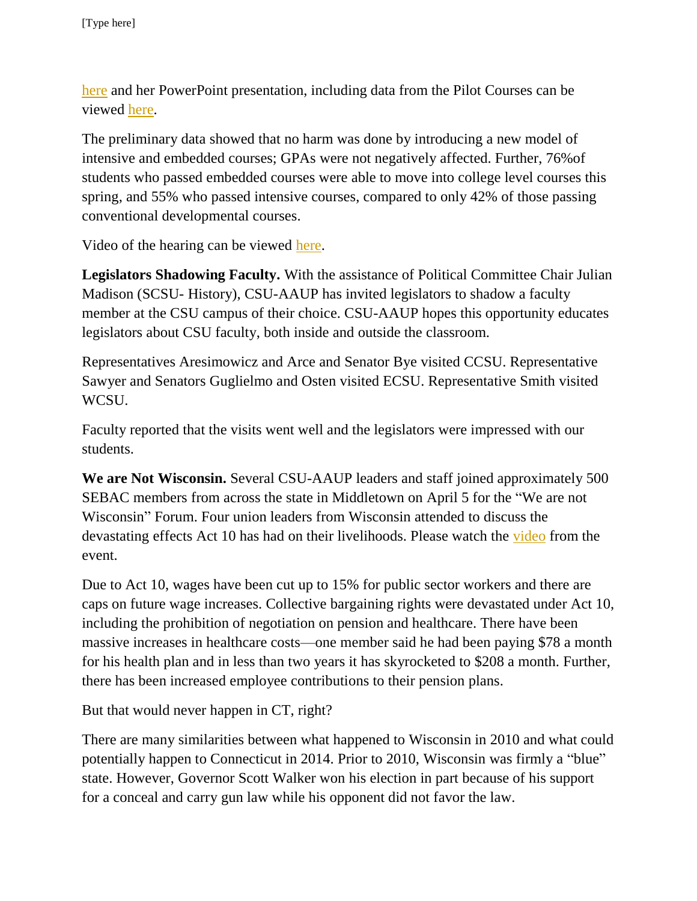here and her PowerPoint presentation, including data from the Pilot Courses can be viewed here.

The preliminary data showed that no harm was done by introducing a new model of intensive and embedded courses; GPAs were not negatively affected. Further, 76%of students who passed embedded courses were able to move into college level courses this spring, and 55% who passed intensive courses, compared to only 42% of those passing conventional developmental courses.

Video of the hearing can be viewed here.

**Legislators Shadowing Faculty.** With the assistance of Political Committee Chair Julian Madison (SCSU- History), CSU-AAUP has invited legislators to shadow a faculty member at the CSU campus of their choice. CSU-AAUP hopes this opportunity educates legislators about CSU faculty, both inside and outside the classroom.

Representatives Aresimowicz and Arce and Senator Bye visited CCSU. Representative Sawyer and Senators Guglielmo and Osten visited ECSU. Representative Smith visited WCSU.

Faculty reported that the visits went well and the legislators were impressed with our students.

**We are Not Wisconsin.** Several CSU-AAUP leaders and staff joined approximately 500 SEBAC members from across the state in Middletown on April 5 for the "We are not Wisconsin" Forum. Four union leaders from Wisconsin attended to discuss the devastating effects Act 10 has had on their livelihoods. Please watch the video from the event.

Due to Act 10, wages have been cut up to 15% for public sector workers and there are caps on future wage increases. Collective bargaining rights were devastated under Act 10, including the prohibition of negotiation on pension and healthcare. There have been massive increases in healthcare costs—one member said he had been paying $78 a month for his health plan and in less than two years it has skyrocketed to $208 a month. Further, there has been increased employee contributions to their pension plans.

But that would never happen in CT, right?

There are many similarities between what happened to Wisconsin in 2010 and what could potentially happen to Connecticut in 2014. Prior to 2010, Wisconsin was firmly a "blue" state. However, Governor Scott Walker won his election in part because of his support for a conceal and carry gun law while his opponent did not favor the law.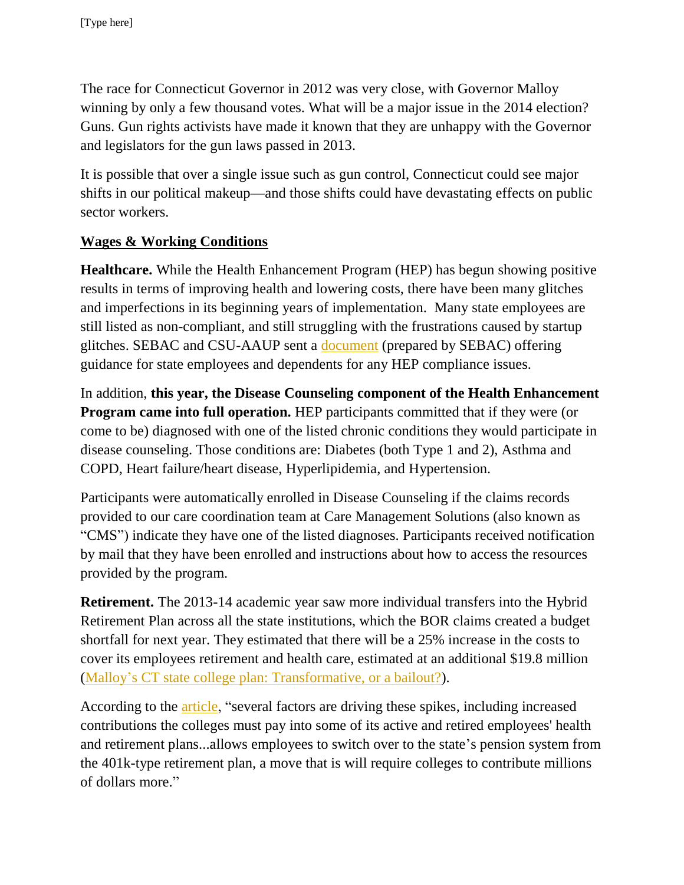The race for Connecticut Governor in 2012 was very close, with Governor Malloy winning by only a few thousand votes. What will be a major issue in the 2014 election? Guns. Gun rights activists have made it known that they are unhappy with the Governor and legislators for the gun laws passed in 2013.

It is possible that over a single issue such as gun control, Connecticut could see major shifts in our political makeup—and those shifts could have devastating effects on public sector workers.

## Wages & Working Conditions

**Healthcare.** While the Health Enhancement Program (HEP) has begun showing positive results in terms of improving health and lowering costs, there have been many glitches and imperfections in its beginning years of implementation. Many state employees are still listed as non-compliant, and still struggling with the frustrations caused by startup glitches. SEBAC and CSU-AAUP sent a document (prepared by SEBAC) offering guidance for state employees and dependents for any HEP compliance issues.

In addition, **this year, the Disease Counseling component of the Health Enhancement Program came into full operation.** HEP participants committed that if they were (or come to be) diagnosed with one of the listed chronic conditions they would participate in disease counseling. Those conditions are: Diabetes (both Type 1 and 2), Asthma and COPD, Heart failure/heart disease, Hyperlipidemia, and Hypertension.

Participants were automatically enrolled in Disease Counseling if the claims records provided to our care coordination team at Care Management Solutions (also known as "CMS") indicate they have one of the listed diagnoses. Participants received notification by mail that they have been enrolled and instructions about how to access the resources provided by the program.

**Retirement.** The 2013-14 academic year saw more individual transfers into the Hybrid Retirement Plan across all the state institutions, which the BOR claims created a budget shortfall for next year. They estimated that there will be a 25% increase in the costs to cover its employees retirement and health care, estimated at an additional $19.8 million (Malloy's CT state college plan: Transformative, or a bailout?).

According to the article, "several factors are driving these spikes, including increased contributions the colleges must pay into some of its active and retired employees' health and retirement plans...allows employees to switch over to the state's pension system from the 401k-type retirement plan, a move that is will require colleges to contribute millions of dollars more."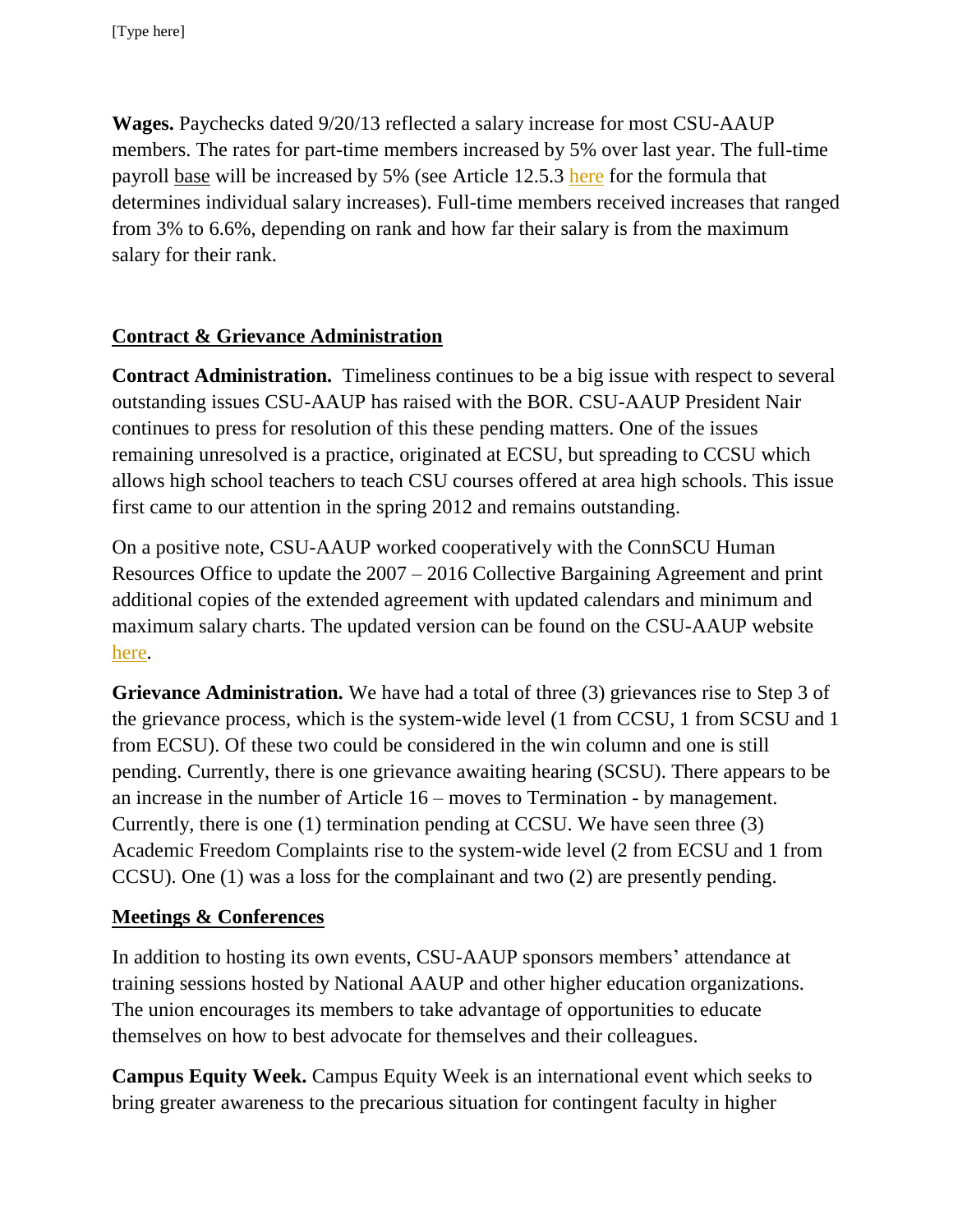**Wages.** Paychecks dated 9/20/13 reflected a salary increase for most CSU-AAUP members. The rates for part-time members increased by 5% over last year. The full-time payroll base will be increased by 5% (see Article 12.5.3 here for the formula that determines individual salary increases). Full-time members received increases that ranged from 3% to 6.6%, depending on rank and how far their salary is from the maximum salary for their rank.

## Contract & Grievance Administration

**Contract Administration.** Timeliness continues to be a big issue with respect to several outstanding issues CSU-AAUP has raised with the BOR. CSU-AAUP President Nair continues to press for resolution of this these pending matters. One of the issues remaining unresolved is a practice, originated at ECSU, but spreading to CCSU which allows high school teachers to teach CSU courses offered at area high schools. This issue first came to our attention in the spring 2012 and remains outstanding.

On a positive note, CSU-AAUP worked cooperatively with the ConnSCU Human Resources Office to update the 2007 – 2016 Collective Bargaining Agreement and print additional copies of the extended agreement with updated calendars and minimum and maximum salary charts. The updated version can be found on the CSU-AAUP website here.

**Grievance Administration.** We have had a total of three (3) grievances rise to Step 3 of the grievance process, which is the system-wide level (1 from CCSU, 1 from SCSU and 1 from ECSU). Of these two could be considered in the win column and one is still pending. Currently, there is one grievance awaiting hearing (SCSU). There appears to be an increase in the number of Article 16 – moves to Termination - by management. Currently, there is one (1) termination pending at CCSU. We have seen three (3) Academic Freedom Complaints rise to the system-wide level (2 from ECSU and 1 from CCSU). One (1) was a loss for the complainant and two (2) are presently pending.

## Meetings & Conferences

In addition to hosting its own events, CSU-AAUP sponsors members' attendance at training sessions hosted by National AAUP and other higher education organizations. The union encourages its members to take advantage of opportunities to educate themselves on how to best advocate for themselves and their colleagues.

**Campus Equity Week.** Campus Equity Week is an international event which seeks to bring greater awareness to the precarious situation for contingent faculty in higher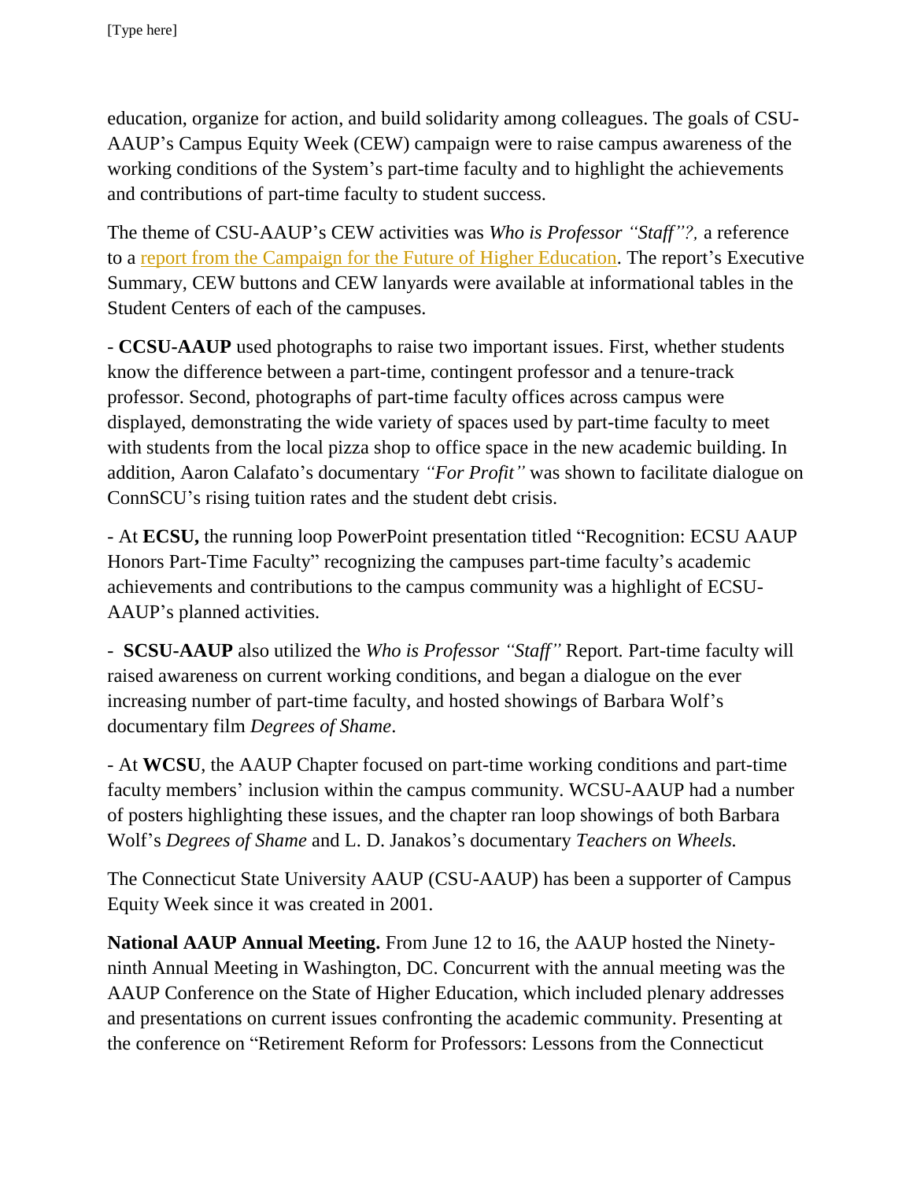education, organize for action, and build solidarity among colleagues. The goals of CSU-AAUP's Campus Equity Week (CEW) campaign were to raise campus awareness of the working conditions of the System's part-time faculty and to highlight the achievements and contributions of part-time faculty to student success.

The theme of CSU-AAUP's CEW activities was *Who is Professor "Staff"?,* a reference to a report from the Campaign for the Future of Higher Education. The report's Executive Summary, CEW buttons and CEW lanyards were available at informational tables in the Student Centers of each of the campuses.

- **CCSU-AAUP** used photographs to raise two important issues. First, whether students know the difference between a part-time, contingent professor and a tenure-track professor. Second, photographs of part-time faculty offices across campus were displayed, demonstrating the wide variety of spaces used by part-time faculty to meet with students from the local pizza shop to office space in the new academic building. In addition, Aaron Calafato's documentary *"For Profit"* was shown to facilitate dialogue on ConnSCU's rising tuition rates and the student debt crisis.

- At **ECSU,** the running loop PowerPoint presentation titled "Recognition: ECSU AAUP Honors Part-Time Faculty" recognizing the campuses part-time faculty's academic achievements and contributions to the campus community was a highlight of ECSU-AAUP's planned activities.

- **SCSU-AAUP** also utilized the *Who is Professor "Staff"* Report*.* Part-time faculty will raised awareness on current working conditions, and began a dialogue on the ever increasing number of part-time faculty, and hosted showings of Barbara Wolf's documentary film *Degrees of Shame*.

- At **WCSU**, the AAUP Chapter focused on part-time working conditions and part-time faculty members' inclusion within the campus community. WCSU-AAUP had a number of posters highlighting these issues, and the chapter ran loop showings of both Barbara Wolf's *Degrees of Shame* and L. D. Janakos's documentary *Teachers on Wheels.*

The Connecticut State University AAUP (CSU-AAUP) has been a supporter of Campus Equity Week since it was created in 2001.

**National AAUP Annual Meeting.** From June 12 to 16, the AAUP hosted the Ninety-ninth Annual Meeting in Washington, DC. Concurrent with the annual meeting was the AAUP Conference on the State of Higher Education, which included plenary addresses and presentations on current issues confronting the academic community. Presenting at the conference on "Retirement Reform for Professors: Lessons from the Connecticut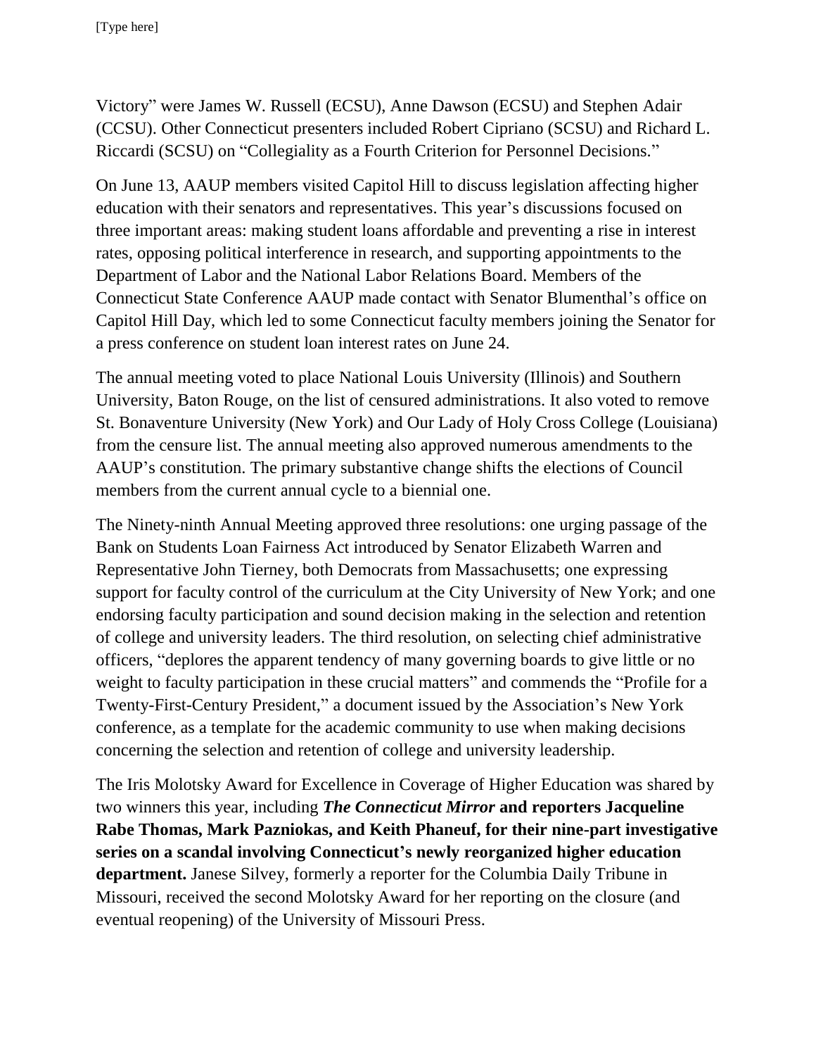Victory” were James W. Russell (ECSU), Anne Dawson (ECSU) and Stephen Adair (CCSU). Other Connecticut presenters included Robert Cipriano (SCSU) and Richard L. Riccardi (SCSU) on “Collegiality as a Fourth Criterion for Personnel Decisions.”

On June 13, AAUP members visited Capitol Hill to discuss legislation affecting higher education with their senators and representatives. This year’s discussions focused on three important areas: making student loans affordable and preventing a rise in interest rates, opposing political interference in research, and supporting appointments to the Department of Labor and the National Labor Relations Board. Members of the Connecticut State Conference AAUP made contact with Senator Blumenthal’s office on Capitol Hill Day, which led to some Connecticut faculty members joining the Senator for a press conference on student loan interest rates on June 24.

The annual meeting voted to place National Louis University (Illinois) and Southern University, Baton Rouge, on the list of censured administrations. It also voted to remove St. Bonaventure University (New York) and Our Lady of Holy Cross College (Louisiana) from the censure list. The annual meeting also approved numerous amendments to the AAUP’s constitution. The primary substantive change shifts the elections of Council members from the current annual cycle to a biennial one.

The Ninety-ninth Annual Meeting approved three resolutions: one urging passage of the Bank on Students Loan Fairness Act introduced by Senator Elizabeth Warren and Representative John Tierney, both Democrats from Massachusetts; one expressing support for faculty control of the curriculum at the City University of New York; and one endorsing faculty participation and sound decision making in the selection and retention of college and university leaders. The third resolution, on selecting chief administrative officers, “deplores the apparent tendency of many governing boards to give little or no weight to faculty participation in these crucial matters” and commends the “Profile for a Twenty-First-Century President,” a document issued by the Association’s New York conference, as a template for the academic community to use when making decisions concerning the selection and retention of college and university leadership.

The Iris Molotsky Award for Excellence in Coverage of Higher Education was shared by two winners this year, including ***The Connecticut Mirror*** **and reporters Jacqueline Rabe Thomas, Mark Pazniokas, and Keith Phaneuf, for their nine-part investigative series on a scandal involving Connecticut’s newly reorganized higher education department.** Janese Silvey, formerly a reporter for the Columbia Daily Tribune in Missouri, received the second Molotsky Award for her reporting on the closure (and eventual reopening) of the University of Missouri Press.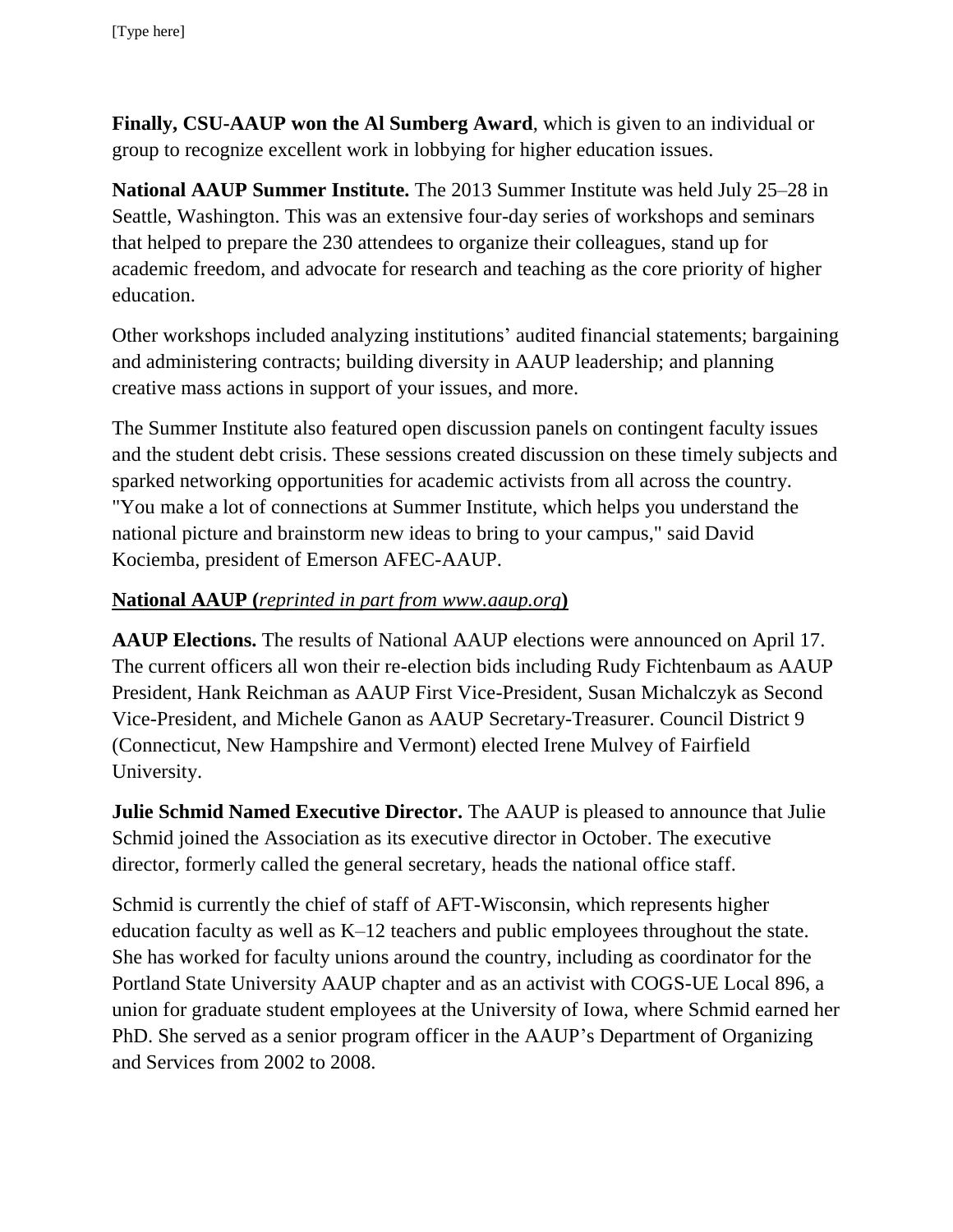**Finally, CSU-AAUP won the Al Sumberg Award**, which is given to an individual or group to recognize excellent work in lobbying for higher education issues.

**National AAUP Summer Institute.** The 2013 Summer Institute was held July 25–28 in Seattle, Washington. This was an extensive four-day series of workshops and seminars that helped to prepare the 230 attendees to organize their colleagues, stand up for academic freedom, and advocate for research and teaching as the core priority of higher education.

Other workshops included analyzing institutions' audited financial statements; bargaining and administering contracts; building diversity in AAUP leadership; and planning creative mass actions in support of your issues, and more.

The Summer Institute also featured open discussion panels on contingent faculty issues and the student debt crisis. These sessions created discussion on these timely subjects and sparked networking opportunities for academic activists from all across the country. "You make a lot of connections at Summer Institute, which helps you understand the national picture and brainstorm new ideas to bring to your campus," said David Kociemba, president of Emerson AFEC-AAUP.

**National AAUP (*reprinted in part from www.aaup.org*)**

**AAUP Elections.** The results of National AAUP elections were announced on April 17. The current officers all won their re-election bids including Rudy Fichtenbaum as AAUP President, Hank Reichman as AAUP First Vice-President, Susan Michalczyk as Second Vice-President, and Michele Ganon as AAUP Secretary-Treasurer. Council District 9 (Connecticut, New Hampshire and Vermont) elected Irene Mulvey of Fairfield University.

**Julie Schmid Named Executive Director.** The AAUP is pleased to announce that Julie Schmid joined the Association as its executive director in October. The executive director, formerly called the general secretary, heads the national office staff.

Schmid is currently the chief of staff of AFT-Wisconsin, which represents higher education faculty as well as K–12 teachers and public employees throughout the state. She has worked for faculty unions around the country, including as coordinator for the Portland State University AAUP chapter and as an activist with COGS-UE Local 896, a union for graduate student employees at the University of Iowa, where Schmid earned her PhD. She served as a senior program officer in the AAUP's Department of Organizing and Services from 2002 to 2008.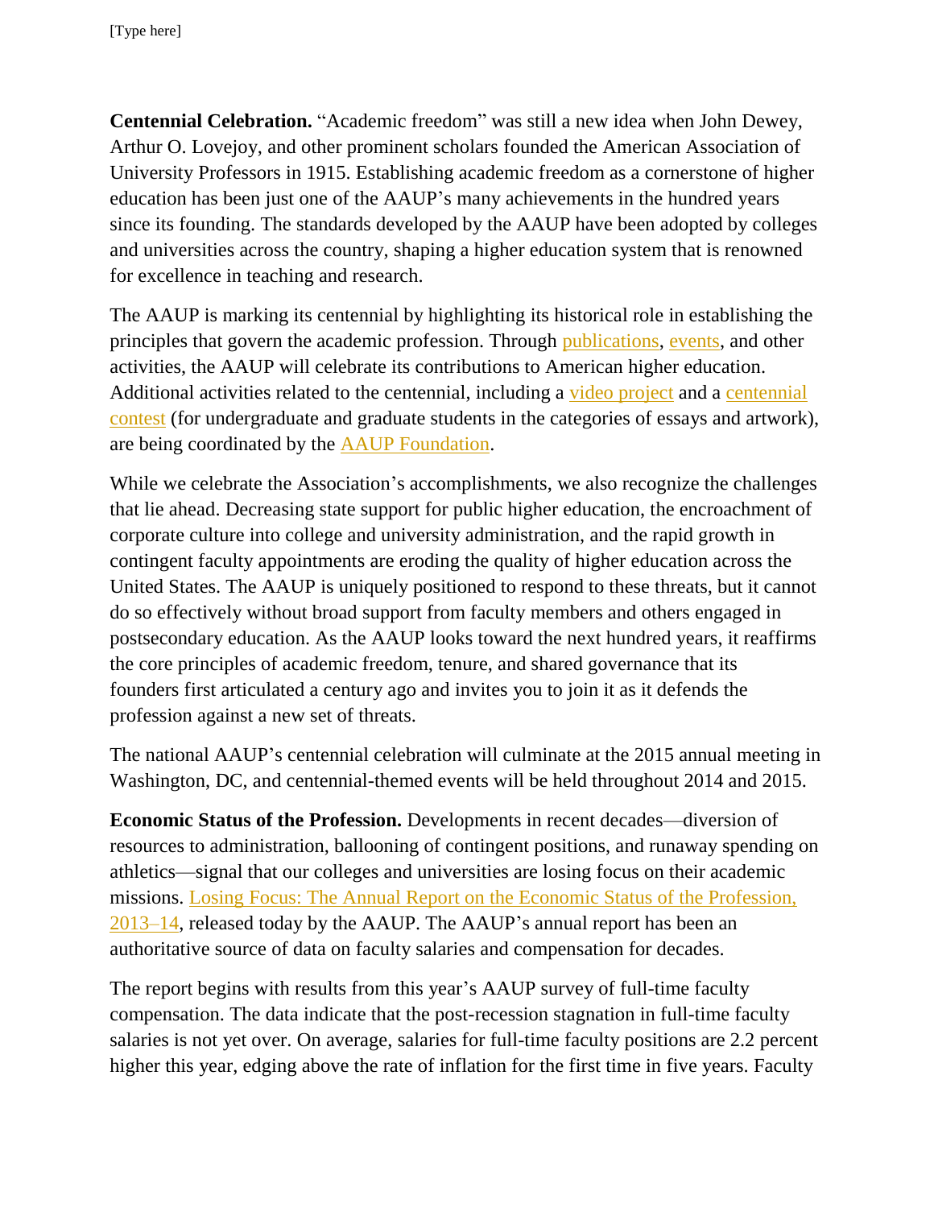**Centennial Celebration.** "Academic freedom" was still a new idea when John Dewey, Arthur O. Lovejoy, and other prominent scholars founded the American Association of University Professors in 1915. Establishing academic freedom as a cornerstone of higher education has been just one of the AAUP's many achievements in the hundred years since its founding. The standards developed by the AAUP have been adopted by colleges and universities across the country, shaping a higher education system that is renowned for excellence in teaching and research.

The AAUP is marking its centennial by highlighting its historical role in establishing the principles that govern the academic profession. Through publications, events, and other activities, the AAUP will celebrate its contributions to American higher education. Additional activities related to the centennial, including a video project and a centennial contest (for undergraduate and graduate students in the categories of essays and artwork), are being coordinated by the AAUP Foundation.

While we celebrate the Association's accomplishments, we also recognize the challenges that lie ahead. Decreasing state support for public higher education, the encroachment of corporate culture into college and university administration, and the rapid growth in contingent faculty appointments are eroding the quality of higher education across the United States. The AAUP is uniquely positioned to respond to these threats, but it cannot do so effectively without broad support from faculty members and others engaged in postsecondary education. As the AAUP looks toward the next hundred years, it reaffirms the core principles of academic freedom, tenure, and shared governance that its founders first articulated a century ago and invites you to join it as it defends the profession against a new set of threats.

The national AAUP's centennial celebration will culminate at the 2015 annual meeting in Washington, DC, and centennial-themed events will be held throughout 2014 and 2015.

**Economic Status of the Profession.** Developments in recent decades—diversion of resources to administration, ballooning of contingent positions, and runaway spending on athletics—signal that our colleges and universities are losing focus on their academic missions. Losing Focus: The Annual Report on the Economic Status of the Profession, 2013–14, released today by the AAUP. The AAUP's annual report has been an authoritative source of data on faculty salaries and compensation for decades.

The report begins with results from this year's AAUP survey of full-time faculty compensation. The data indicate that the post-recession stagnation in full-time faculty salaries is not yet over. On average, salaries for full-time faculty positions are 2.2 percent higher this year, edging above the rate of inflation for the first time in five years. Faculty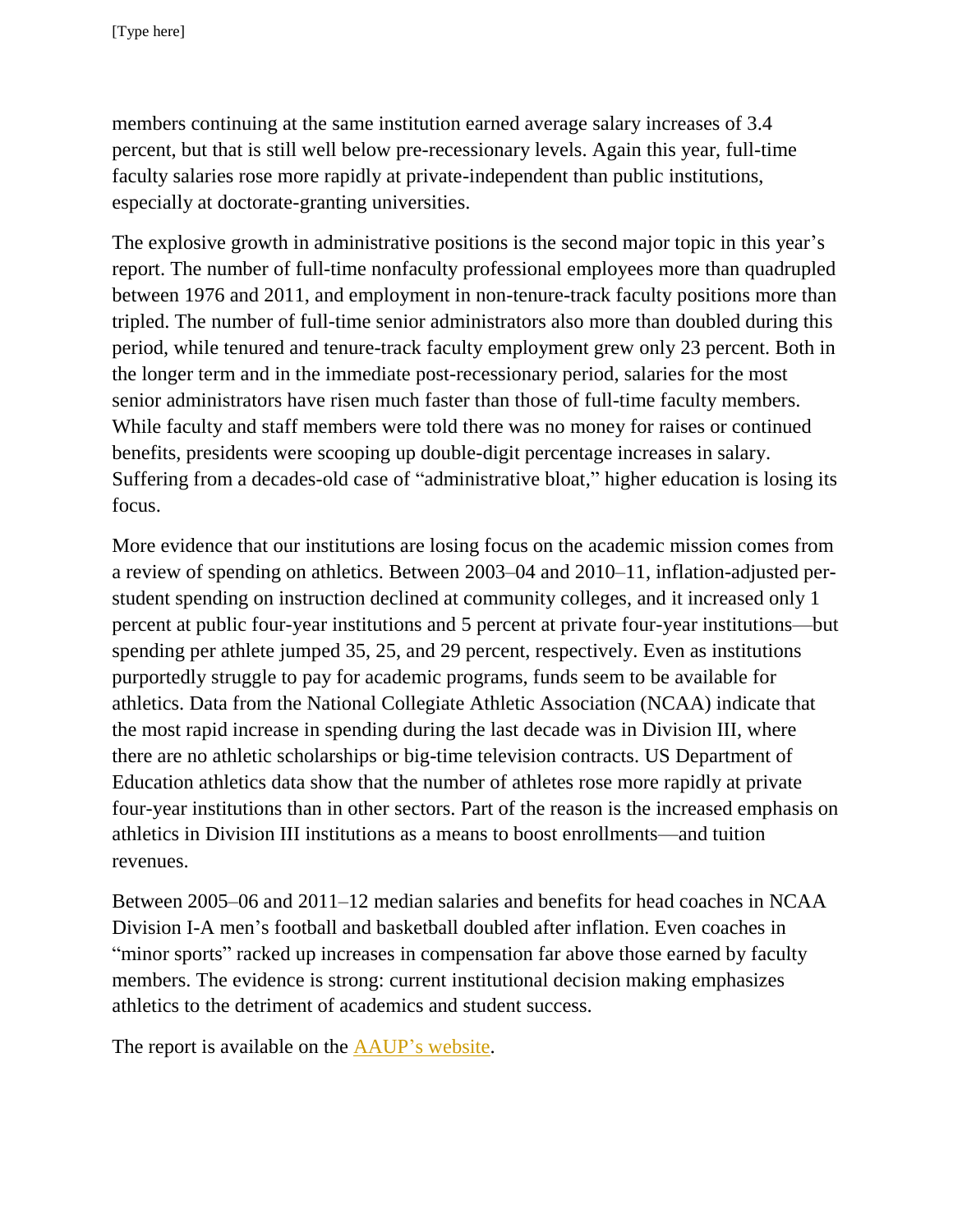members continuing at the same institution earned average salary increases of 3.4 percent, but that is still well below pre-recessionary levels. Again this year, full-time faculty salaries rose more rapidly at private-independent than public institutions, especially at doctorate-granting universities.

The explosive growth in administrative positions is the second major topic in this year's report. The number of full-time nonfaculty professional employees more than quadrupled between 1976 and 2011, and employment in non-tenure-track faculty positions more than tripled. The number of full-time senior administrators also more than doubled during this period, while tenured and tenure-track faculty employment grew only 23 percent. Both in the longer term and in the immediate post-recessionary period, salaries for the most senior administrators have risen much faster than those of full-time faculty members. While faculty and staff members were told there was no money for raises or continued benefits, presidents were scooping up double-digit percentage increases in salary. Suffering from a decades-old case of "administrative bloat," higher education is losing its focus.

More evidence that our institutions are losing focus on the academic mission comes from a review of spending on athletics. Between 2003–04 and 2010–11, inflation-adjusted per-student spending on instruction declined at community colleges, and it increased only 1 percent at public four-year institutions and 5 percent at private four-year institutions—but spending per athlete jumped 35, 25, and 29 percent, respectively. Even as institutions purportedly struggle to pay for academic programs, funds seem to be available for athletics. Data from the National Collegiate Athletic Association (NCAA) indicate that the most rapid increase in spending during the last decade was in Division III, where there are no athletic scholarships or big-time television contracts. US Department of Education athletics data show that the number of athletes rose more rapidly at private four-year institutions than in other sectors. Part of the reason is the increased emphasis on athletics in Division III institutions as a means to boost enrollments—and tuition revenues.

Between 2005–06 and 2011–12 median salaries and benefits for head coaches in NCAA Division I-A men's football and basketball doubled after inflation. Even coaches in "minor sports" racked up increases in compensation far above those earned by faculty members. The evidence is strong: current institutional decision making emphasizes athletics to the detriment of academics and student success.

The report is available on the AAUP's website.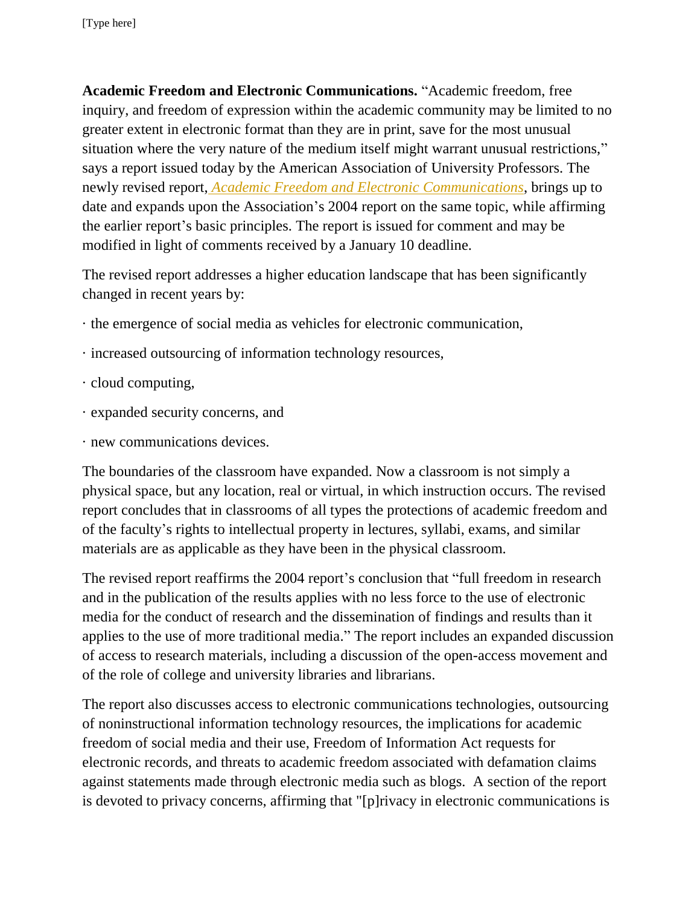**Academic Freedom and Electronic Communications.** "Academic freedom, free inquiry, and freedom of expression within the academic community may be limited to no greater extent in electronic format than they are in print, save for the most unusual situation where the very nature of the medium itself might warrant unusual restrictions," says a report issued today by the American Association of University Professors. The newly revised report, *Academic Freedom and Electronic Communications*, brings up to date and expands upon the Association's 2004 report on the same topic, while affirming the earlier report's basic principles. The report is issued for comment and may be modified in light of comments received by a January 10 deadline.

The revised report addresses a higher education landscape that has been significantly changed in recent years by:

· the emergence of social media as vehicles for electronic communication,

· increased outsourcing of information technology resources,

· cloud computing,

· expanded security concerns, and

· new communications devices.

The boundaries of the classroom have expanded. Now a classroom is not simply a physical space, but any location, real or virtual, in which instruction occurs. The revised report concludes that in classrooms of all types the protections of academic freedom and of the faculty's rights to intellectual property in lectures, syllabi, exams, and similar materials are as applicable as they have been in the physical classroom.

The revised report reaffirms the 2004 report's conclusion that "full freedom in research and in the publication of the results applies with no less force to the use of electronic media for the conduct of research and the dissemination of findings and results than it applies to the use of more traditional media." The report includes an expanded discussion of access to research materials, including a discussion of the open-access movement and of the role of college and university libraries and librarians.

The report also discusses access to electronic communications technologies, outsourcing of noninstructional information technology resources, the implications for academic freedom of social media and their use, Freedom of Information Act requests for electronic records, and threats to academic freedom associated with defamation claims against statements made through electronic media such as blogs. A section of the report is devoted to privacy concerns, affirming that "[p]rivacy in electronic communications is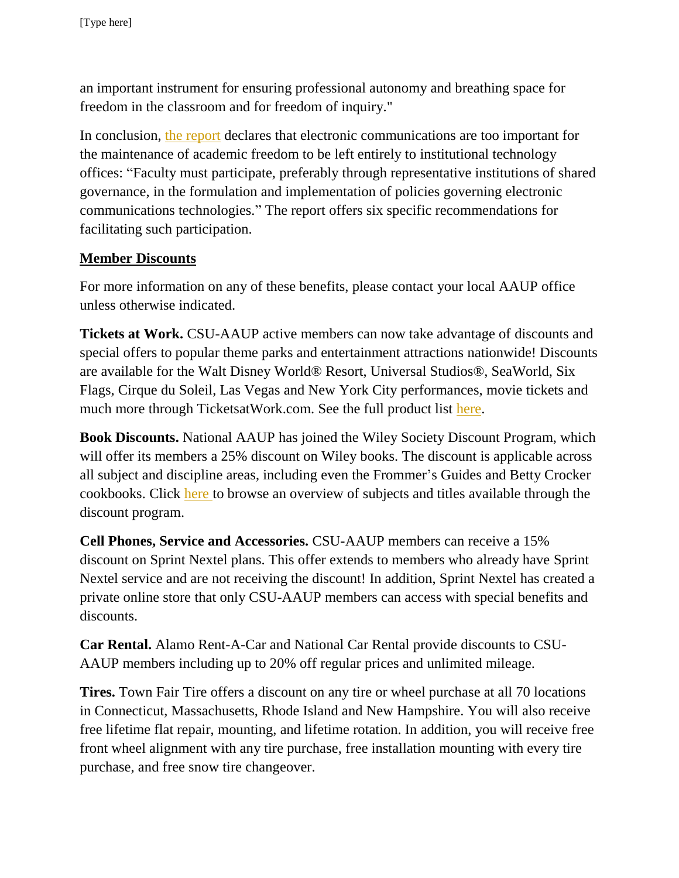an important instrument for ensuring professional autonomy and breathing space for freedom in the classroom and for freedom of inquiry."

In conclusion, the report declares that electronic communications are too important for the maintenance of academic freedom to be left entirely to institutional technology offices: "Faculty must participate, preferably through representative institutions of shared governance, in the formulation and implementation of policies governing electronic communications technologies." The report offers six specific recommendations for facilitating such participation.

## Member Discounts

For more information on any of these benefits, please contact your local AAUP office unless otherwise indicated.

**Tickets at Work.** CSU-AAUP active members can now take advantage of discounts and special offers to popular theme parks and entertainment attractions nationwide! Discounts are available for the Walt Disney World® Resort, Universal Studios®, SeaWorld, Six Flags, Cirque du Soleil, Las Vegas and New York City performances, movie tickets and much more through TicketsatWork.com. See the full product list here.

**Book Discounts.** National AAUP has joined the Wiley Society Discount Program, which will offer its members a 25% discount on Wiley books. The discount is applicable across all subject and discipline areas, including even the Frommer's Guides and Betty Crocker cookbooks. Click here to browse an overview of subjects and titles available through the discount program.

**Cell Phones, Service and Accessories.** CSU-AAUP members can receive a 15% discount on Sprint Nextel plans. This offer extends to members who already have Sprint Nextel service and are not receiving the discount! In addition, Sprint Nextel has created a private online store that only CSU-AAUP members can access with special benefits and discounts.

**Car Rental.** Alamo Rent-A-Car and National Car Rental provide discounts to CSU-AAUP members including up to 20% off regular prices and unlimited mileage.

**Tires.** Town Fair Tire offers a discount on any tire or wheel purchase at all 70 locations in Connecticut, Massachusetts, Rhode Island and New Hampshire. You will also receive free lifetime flat repair, mounting, and lifetime rotation. In addition, you will receive free front wheel alignment with any tire purchase, free installation mounting with every tire purchase, and free snow tire changeover.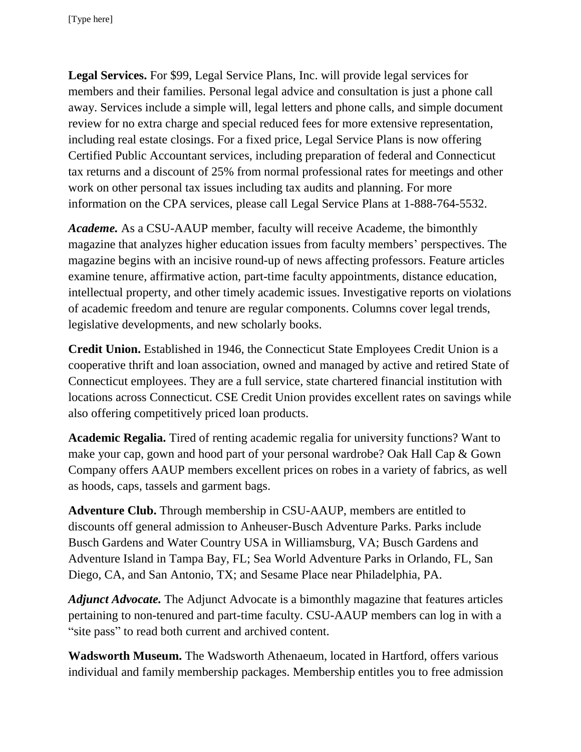**Legal Services.** For $99, Legal Service Plans, Inc. will provide legal services for members and their families. Personal legal advice and consultation is just a phone call away. Services include a simple will, legal letters and phone calls, and simple document review for no extra charge and special reduced fees for more extensive representation, including real estate closings. For a fixed price, Legal Service Plans is now offering Certified Public Accountant services, including preparation of federal and Connecticut tax returns and a discount of 25% from normal professional rates for meetings and other work on other personal tax issues including tax audits and planning. For more information on the CPA services, please call Legal Service Plans at 1-888-764-5532.

***Academe.*** As a CSU-AAUP member, faculty will receive Academe, the bimonthly magazine that analyzes higher education issues from faculty members' perspectives. The magazine begins with an incisive round-up of news affecting professors. Feature articles examine tenure, affirmative action, part-time faculty appointments, distance education, intellectual property, and other timely academic issues. Investigative reports on violations of academic freedom and tenure are regular components. Columns cover legal trends, legislative developments, and new scholarly books.

**Credit Union.** Established in 1946, the Connecticut State Employees Credit Union is a cooperative thrift and loan association, owned and managed by active and retired State of Connecticut employees. They are a full service, state chartered financial institution with locations across Connecticut. CSE Credit Union provides excellent rates on savings while also offering competitively priced loan products.

**Academic Regalia.** Tired of renting academic regalia for university functions? Want to make your cap, gown and hood part of your personal wardrobe? Oak Hall Cap & Gown Company offers AAUP members excellent prices on robes in a variety of fabrics, as well as hoods, caps, tassels and garment bags.

**Adventure Club.** Through membership in CSU-AAUP, members are entitled to discounts off general admission to Anheuser-Busch Adventure Parks. Parks include Busch Gardens and Water Country USA in Williamsburg, VA; Busch Gardens and Adventure Island in Tampa Bay, FL; Sea World Adventure Parks in Orlando, FL, San Diego, CA, and San Antonio, TX; and Sesame Place near Philadelphia, PA.

***Adjunct Advocate.*** The Adjunct Advocate is a bimonthly magazine that features articles pertaining to non-tenured and part-time faculty. CSU-AAUP members can log in with a "site pass" to read both current and archived content.

**Wadsworth Museum.** The Wadsworth Athenaeum, located in Hartford, offers various individual and family membership packages. Membership entitles you to free admission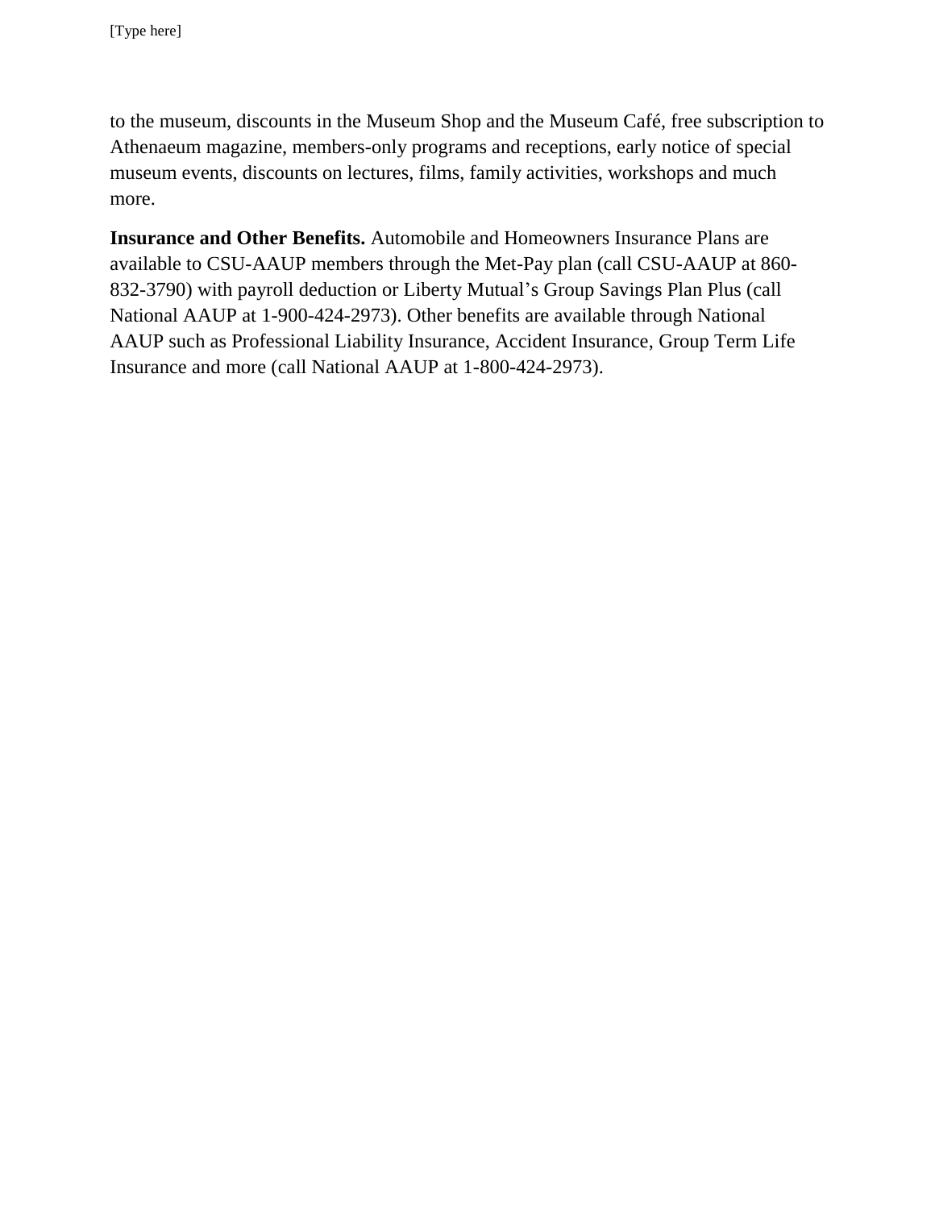to the museum, discounts in the Museum Shop and the Museum Café, free subscription to Athenaeum magazine, members-only programs and receptions, early notice of special museum events, discounts on lectures, films, family activities, workshops and much more.

**Insurance and Other Benefits.** Automobile and Homeowners Insurance Plans are available to CSU-AAUP members through the Met-Pay plan (call CSU-AAUP at 860-832-3790) with payroll deduction or Liberty Mutual's Group Savings Plan Plus (call National AAUP at 1-900-424-2973). Other benefits are available through National AAUP such as Professional Liability Insurance, Accident Insurance, Group Term Life Insurance and more (call National AAUP at 1-800-424-2973).